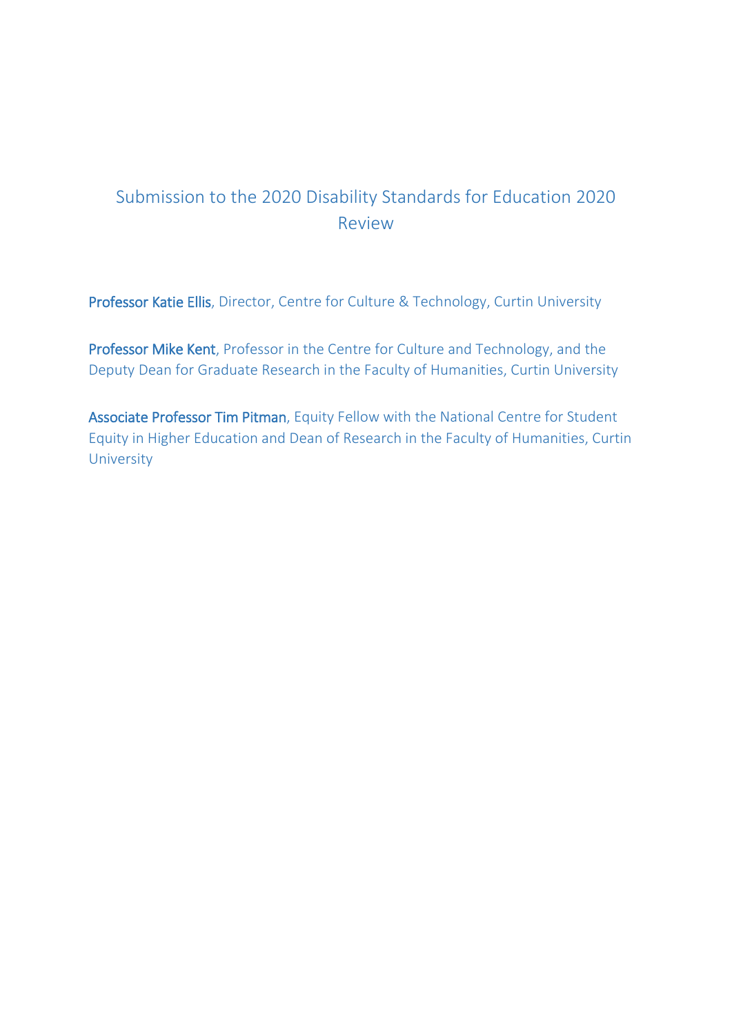# Submission to the 2020 Disability Standards for Education 2020 Review

**Professor Katie Ellis**, Director, Centre for Culture & Technology, Curtin University

**Professor Mike Kent**, Professor in the Centre for Culture and Technology, and the Deputy Dean for Graduate Research in the Faculty of Humanities, Curtin University

**Associate Professor Tim Pitman**, Equity Fellow with the National Centre for Student Equity in Higher Education and Dean of Research in the Faculty of Humanities, Curtin University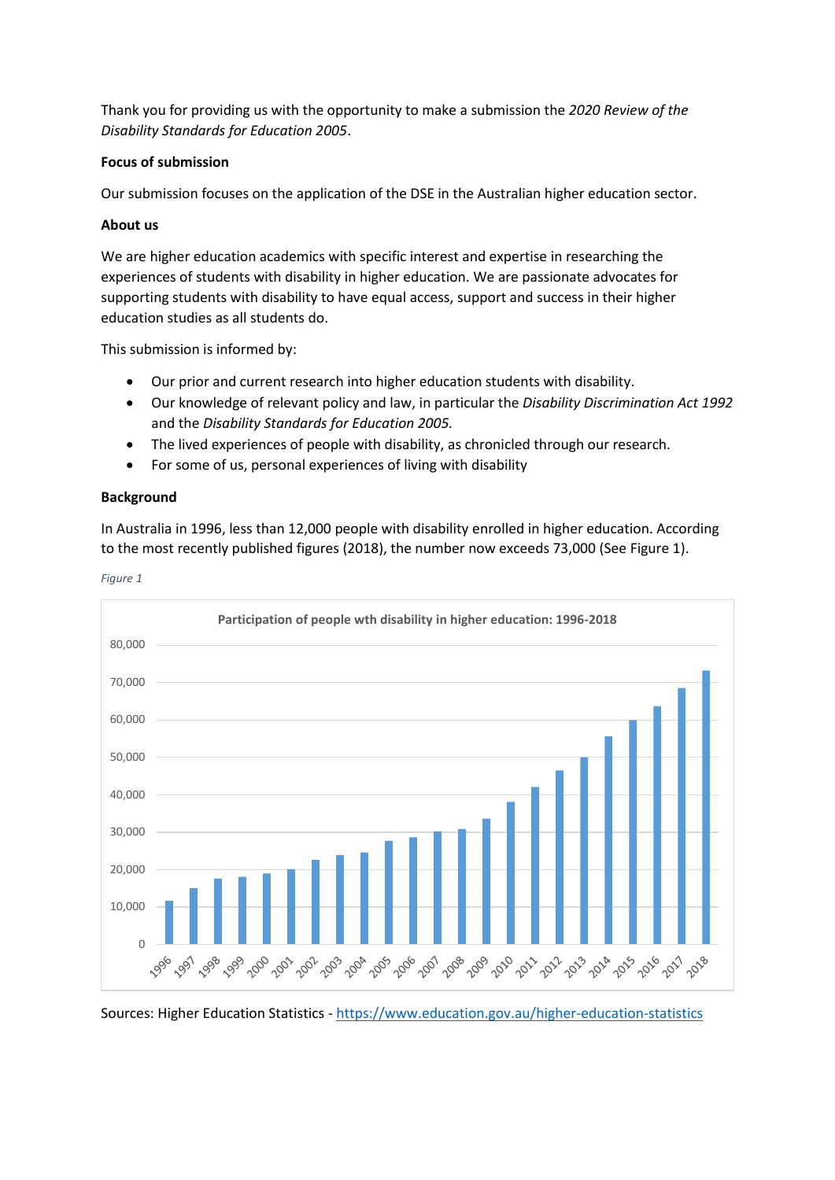Thank you for providing us with the opportunity to make a submission the *2020 Review of the Disability Standards for Education 2005*.

**Focus of submission**

Our submission focuses on the application of the DSE in the Australian higher education sector.

**About us**

We are higher education academics with specific interest and expertise in researching the experiences of students with disability in higher education. We are passionate advocates for supporting students with disability to have equal access, support and success in their higher education studies as all students do.

This submission is informed by:

- Our prior and current research into higher education students with disability.
- Our knowledge of relevant policy and law, in particular the *Disability Discrimination Act 1992* and the *Disability Standards for Education 2005.*
- The lived experiences of people with disability, as chronicled through our research.
- For some of us, personal experiences of living with disability

**Background**

In Australia in 1996, less than 12,000 people with disability enrolled in higher education. According to the most recently published figures (2018), the number now exceeds 73,000 (See Figure 1).

*Figure 1*

Participation of people wth disability in higher education: 1996-2018

Sources: Higher Education Statistics - https://www.education.gov.au/higher-education-statistics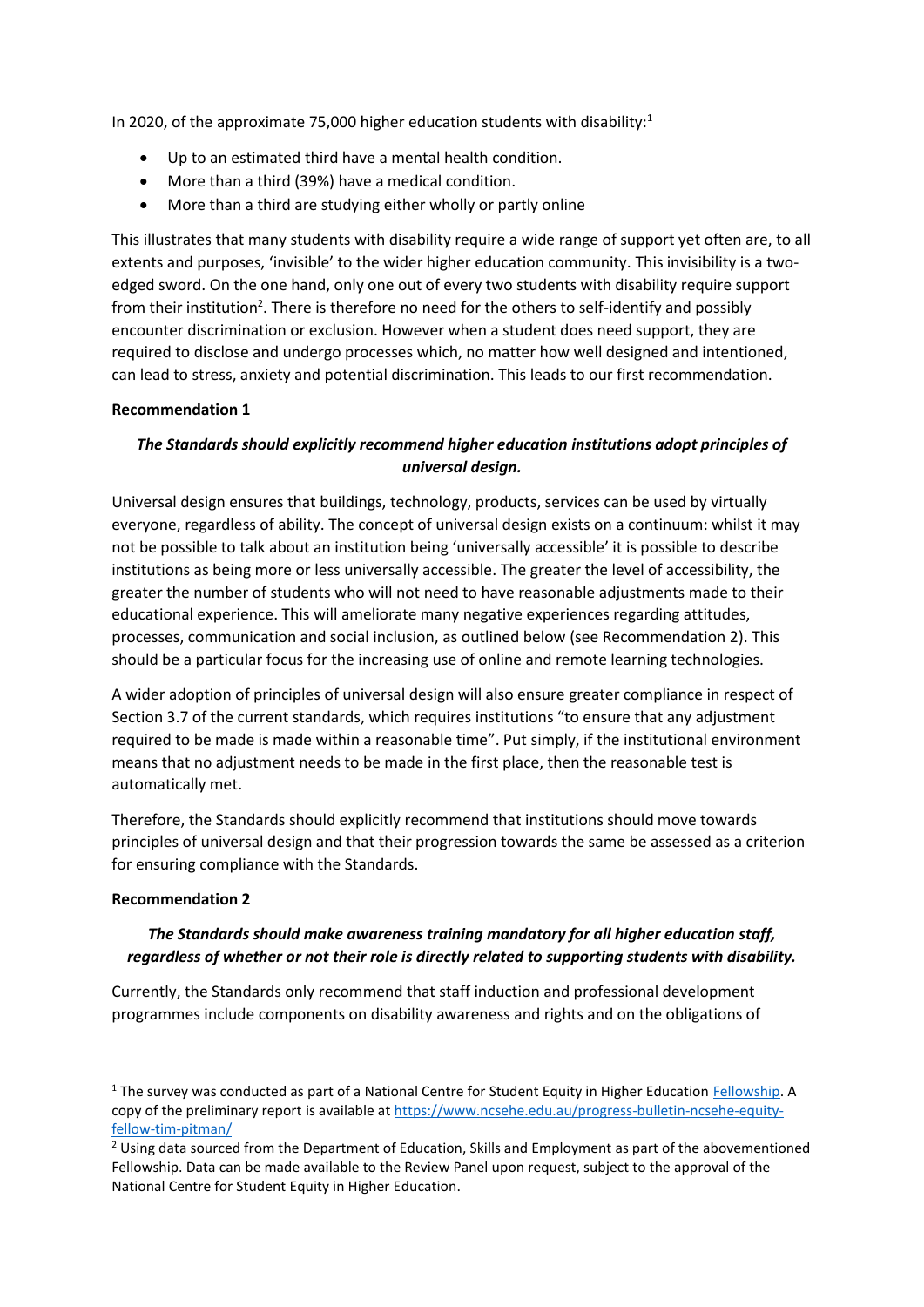In 2020, of the approximate 75,000 higher education students with disability:[1]

- Up to an estimated third have a mental health condition.
- More than a third (39%) have a medical condition.
- More than a third are studying either wholly or partly online

This illustrates that many students with disability require a wide range of support yet often are, to all extents and purposes, 'invisible' to the wider higher education community. This invisibility is a two-edged sword. On the one hand, only one out of every two students with disability require support from their institution[2]. There is therefore no need for the others to self-identify and possibly encounter discrimination or exclusion. However when a student does need support, they are required to disclose and undergo processes which, no matter how well designed and intentioned, can lead to stress, anxiety and potential discrimination. This leads to our first recommendation.

**Recommendation 1**

***The Standards should explicitly recommend higher education institutions adopt principles of universal design.***

Universal design ensures that buildings, technology, products, services can be used by virtually everyone, regardless of ability. The concept of universal design exists on a continuum: whilst it may not be possible to talk about an institution being 'universally accessible' it is possible to describe institutions as being more or less universally accessible. The greater the level of accessibility, the greater the number of students who will not need to have reasonable adjustments made to their educational experience. This will ameliorate many negative experiences regarding attitudes, processes, communication and social inclusion, as outlined below (see Recommendation 2). This should be a particular focus for the increasing use of online and remote learning technologies.

A wider adoption of principles of universal design will also ensure greater compliance in respect of Section 3.7 of the current standards, which requires institutions "to ensure that any adjustment required to be made is made within a reasonable time". Put simply, if the institutional environment means that no adjustment needs to be made in the first place, then the reasonable test is automatically met.

Therefore, the Standards should explicitly recommend that institutions should move towards principles of universal design and that their progression towards the same be assessed as a criterion for ensuring compliance with the Standards.

**Recommendation 2**

***The Standards should make awareness training mandatory for all higher education staff, regardless of whether or not their role is directly related to supporting students with disability.***

Currently, the Standards only recommend that staff induction and professional development programmes include components on disability awareness and rights and on the obligations of

---

[1] The survey was conducted as part of a National Centre for Student Equity in Higher Education [Fellowship](). A copy of the preliminary report is available at https://www.ncsehe.edu.au/progress-bulletin-ncsehe-equity-fellow-tim-pitman/

[2] Using data sourced from the Department of Education, Skills and Employment as part of the abovementioned Fellowship. Data can be made available to the Review Panel upon request, subject to the approval of the National Centre for Student Equity in Higher Education.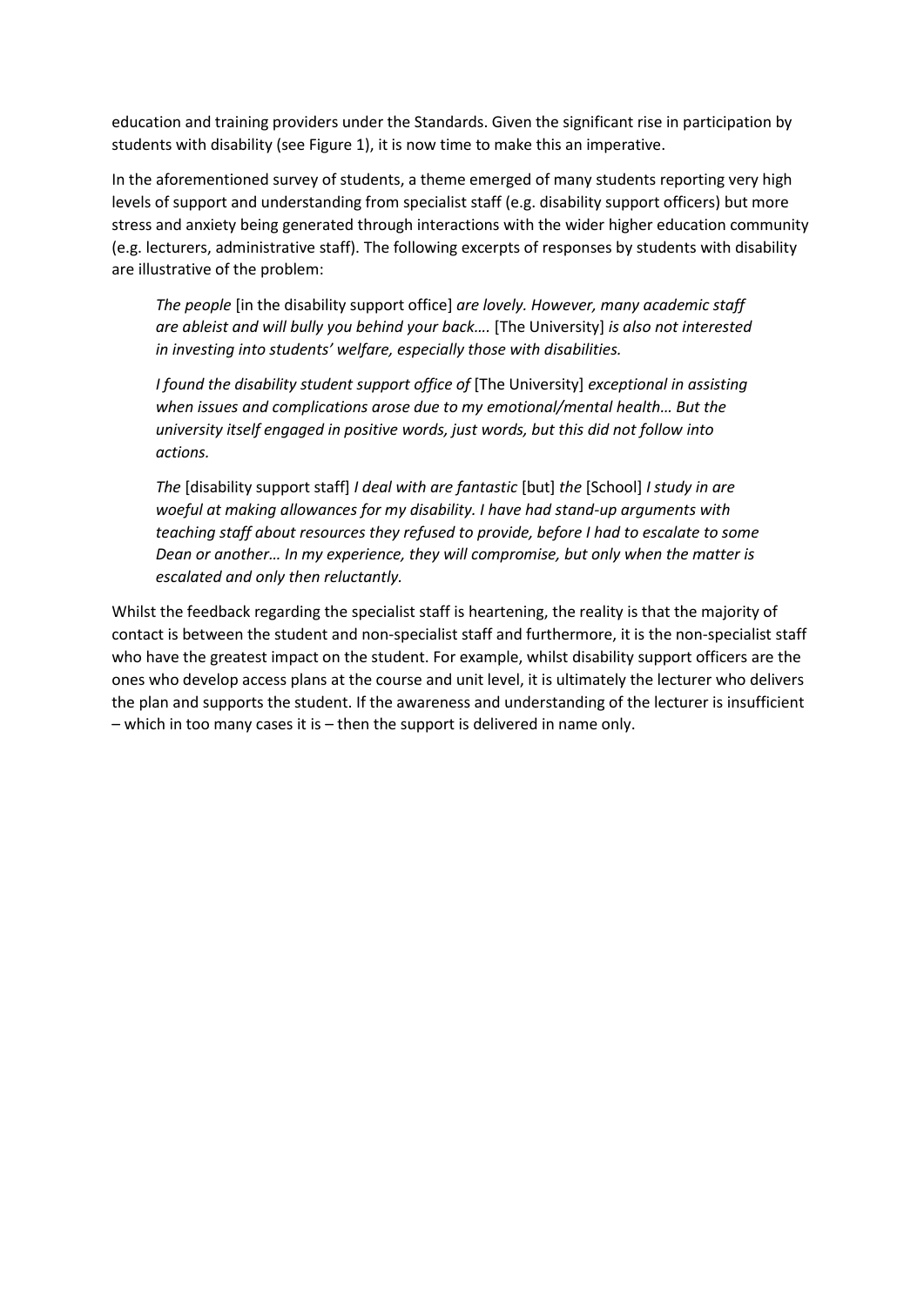education and training providers under the Standards. Given the significant rise in participation by students with disability (see Figure 1), it is now time to make this an imperative.

In the aforementioned survey of students, a theme emerged of many students reporting very high levels of support and understanding from specialist staff (e.g. disability support officers) but more stress and anxiety being generated through interactions with the wider higher education community (e.g. lecturers, administrative staff). The following excerpts of responses by students with disability are illustrative of the problem:

> *The people* [in the disability support office] *are lovely. However, many academic staff are ableist and will bully you behind your back….* [The University] *is also not interested in investing into students' welfare, especially those with disabilities.*

> *I found the disability student support office of* [The University] *exceptional in assisting when issues and complications arose due to my emotional/mental health… But the university itself engaged in positive words, just words, but this did not follow into actions.*

> *The* [disability support staff] *I deal with are fantastic* [but] *the* [School] *I study in are woeful at making allowances for my disability. I have had stand-up arguments with teaching staff about resources they refused to provide, before I had to escalate to some Dean or another… In my experience, they will compromise, but only when the matter is escalated and only then reluctantly.*

Whilst the feedback regarding the specialist staff is heartening, the reality is that the majority of contact is between the student and non-specialist staff and furthermore, it is the non-specialist staff who have the greatest impact on the student. For example, whilst disability support officers are the ones who develop access plans at the course and unit level, it is ultimately the lecturer who delivers the plan and supports the student. If the awareness and understanding of the lecturer is insufficient – which in too many cases it is – then the support is delivered in name only.